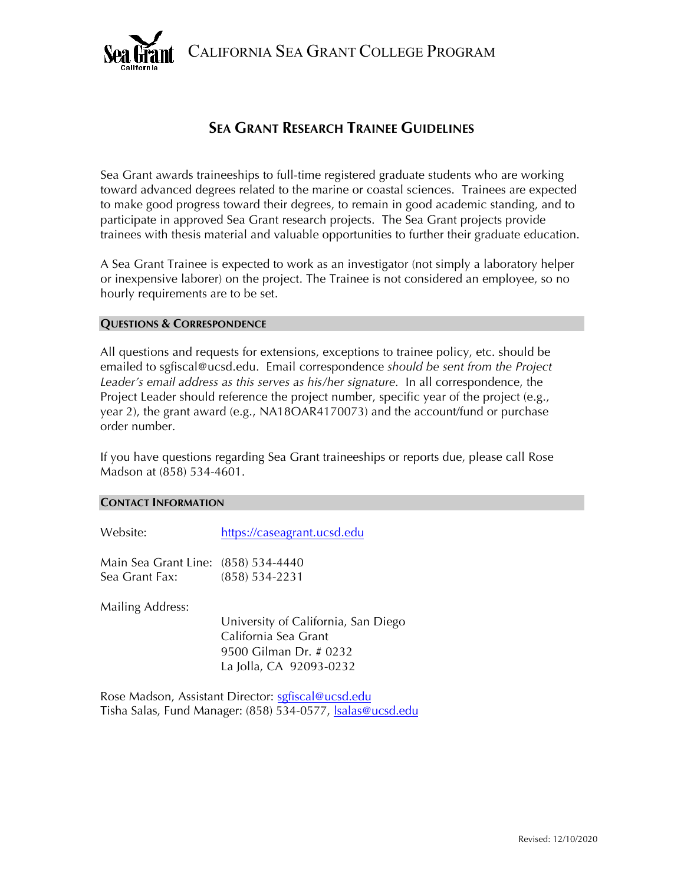# California Sea Grant College Program

## Sea Grant Research Trainee Guidelines

Sea Grant awards traineeships to full-time registered graduate students who are working toward advanced degrees related to the marine or coastal sciences. Trainees are expected to make good progress toward their degrees, to remain in good academic standing, and to participate in approved Sea Grant research projects. The Sea Grant projects provide trainees with thesis material and valuable opportunities to further their graduate education.

A Sea Grant Trainee is expected to work as an investigator (not simply a laboratory helper or inexpensive laborer) on the project. The Trainee is not considered an employee, so no hourly requirements are to be set.

### Questions & Correspondence

All questions and requests for extensions, exceptions to trainee policy, etc. should be emailed to sgfiscal@ucsd.edu. Email correspondence *should be sent from the Project Leader's email address as this serves as his/her signature.* In all correspondence, the Project Leader should reference the project number, specific year of the project (e.g., year 2), the grant award (e.g., NA18OAR4170073) and the account/fund or purchase order number.

If you have questions regarding Sea Grant traineeships or reports due, please call Rose Madson at (858) 534-4601.

### Contact Information

Website: [https://caseagrant.ucsd.edu](https://caseagrant.ucsd.edu)

Main Sea Grant Line: (858) 534-4440
Sea Grant Fax: (858) 534-2231

Mailing Address:

University of California, San Diego
California Sea Grant
9500 Gilman Dr. # 0232
La Jolla, CA 92093-0232

Rose Madson, Assistant Director: [sgfiscal@ucsd.edu](mailto:sgfiscal@ucsd.edu)
Tisha Salas, Fund Manager: (858) 534-0577, [lsalas@ucsd.edu](mailto:lsalas@ucsd.edu)

Revised: 12/10/2020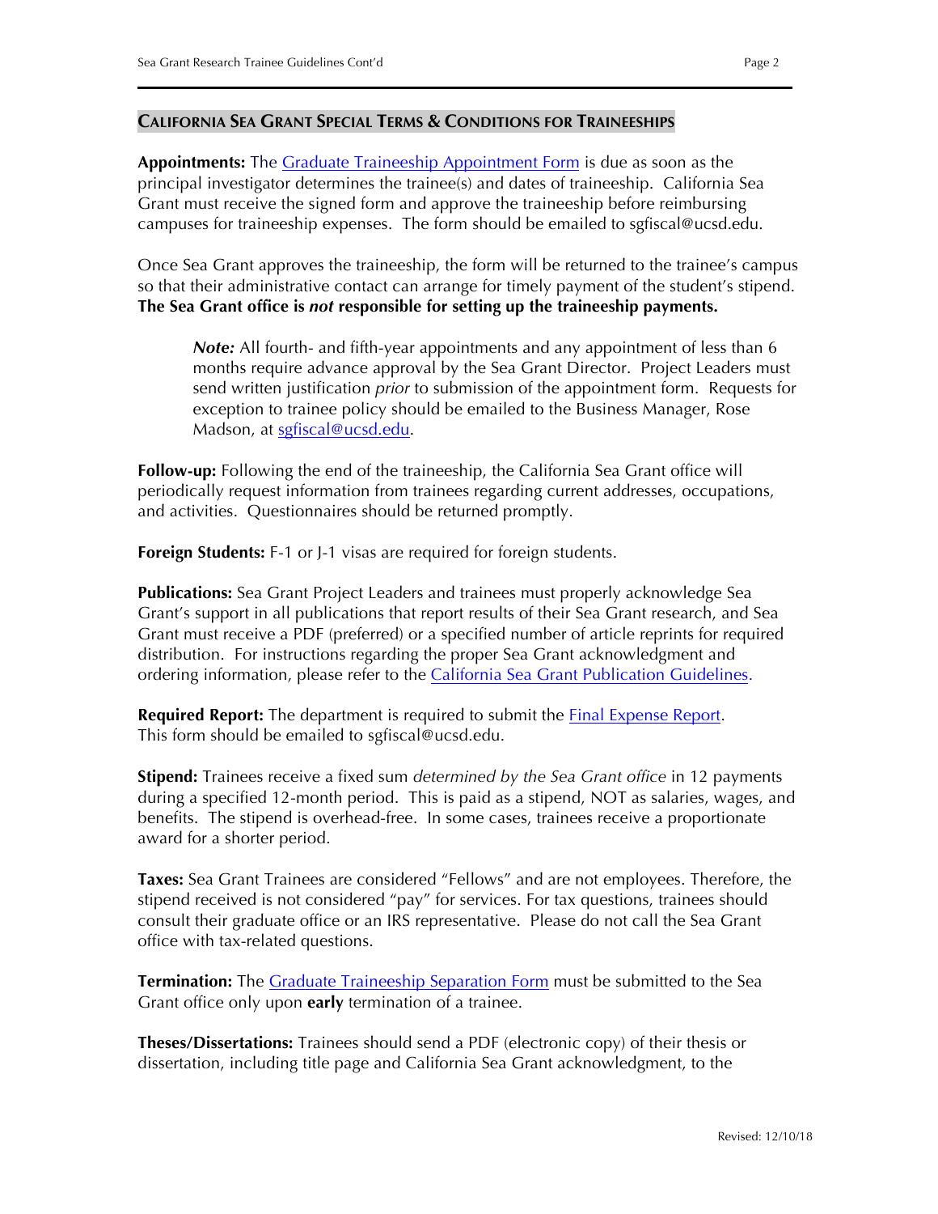## California Sea Grant Special Terms & Conditions for Traineeships

**Appointments:** The [Graduate Traineeship Appointment Form](#) is due as soon as the principal investigator determines the trainee(s) and dates of traineeship. California Sea Grant must receive the signed form and approve the traineeship before reimbursing campuses for traineeship expenses. The form should be emailed to sgfiscal@ucsd.edu.

Once Sea Grant approves the traineeship, the form will be returned to the trainee's campus so that their administrative contact can arrange for timely payment of the student's stipend. **The Sea Grant office is *not* responsible for setting up the traineeship payments.**

> ***Note:*** All fourth- and fifth-year appointments and any appointment of less than 6 months require advance approval by the Sea Grant Director. Project Leaders must send written justification *prior* to submission of the appointment form. Requests for exception to trainee policy should be emailed to the Business Manager, Rose Madson, at [sgfiscal@ucsd.edu](mailto:sgfiscal@ucsd.edu).

**Follow-up:** Following the end of the traineeship, the California Sea Grant office will periodically request information from trainees regarding current addresses, occupations, and activities. Questionnaires should be returned promptly.

**Foreign Students:** F-1 or J-1 visas are required for foreign students.

**Publications:** Sea Grant Project Leaders and trainees must properly acknowledge Sea Grant's support in all publications that report results of their Sea Grant research, and Sea Grant must receive a PDF (preferred) or a specified number of article reprints for required distribution. For instructions regarding the proper Sea Grant acknowledgment and ordering information, please refer to the [California Sea Grant Publication Guidelines](#).

**Required Report:** The department is required to submit the [Final Expense Report](#). This form should be emailed to sgfiscal@ucsd.edu.

**Stipend:** Trainees receive a fixed sum *determined by the Sea Grant office* in 12 payments during a specified 12-month period. This is paid as a stipend, NOT as salaries, wages, and benefits. The stipend is overhead-free. In some cases, trainees receive a proportionate award for a shorter period.

**Taxes:** Sea Grant Trainees are considered "Fellows" and are not employees. Therefore, the stipend received is not considered "pay" for services. For tax questions, trainees should consult their graduate office or an IRS representative. Please do not call the Sea Grant office with tax-related questions.

**Termination:** The [Graduate Traineeship Separation Form](#) must be submitted to the Sea Grant office only upon **early** termination of a trainee.

**Theses/Dissertations:** Trainees should send a PDF (electronic copy) of their thesis or dissertation, including title page and California Sea Grant acknowledgment, to the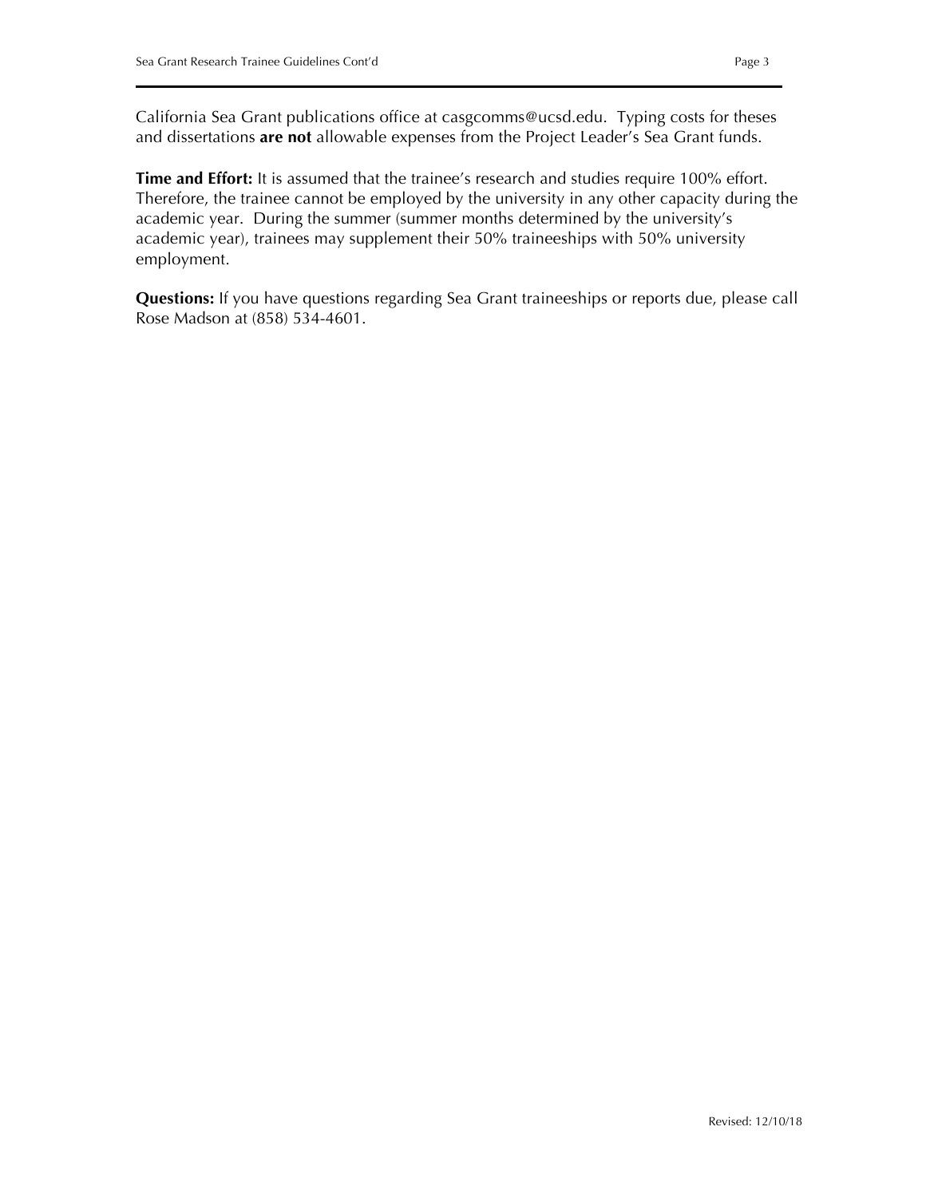California Sea Grant publications office at casgcomms@ucsd.edu. Typing costs for theses and dissertations **are not** allowable expenses from the Project Leader's Sea Grant funds.

**Time and Effort:** It is assumed that the trainee's research and studies require 100% effort. Therefore, the trainee cannot be employed by the university in any other capacity during the academic year. During the summer (summer months determined by the university's academic year), trainees may supplement their 50% traineeships with 50% university employment.

**Questions:** If you have questions regarding Sea Grant traineeships or reports due, please call Rose Madson at (858) 534-4601.

Revised: 12/10/18